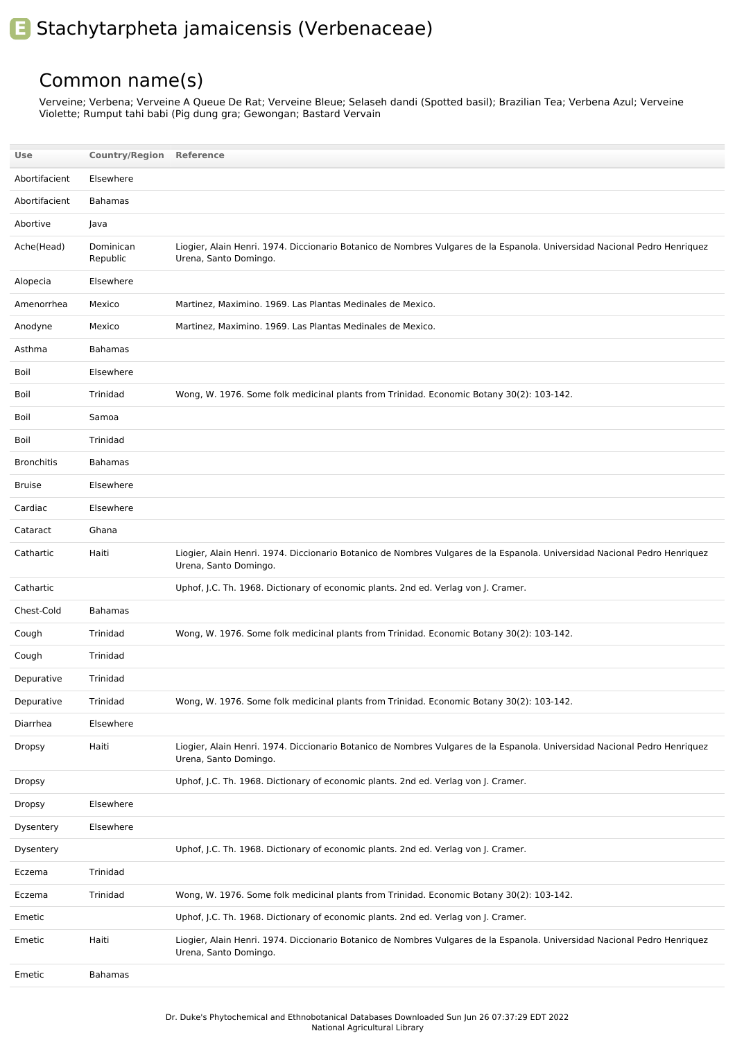# Stachytarpheta jamaicensis (Verbenaceae)

## Common name(s)

Verveine; Verbena; Verveine A Queue De Rat; Verveine Bleue; Selaseh dandi (Spotted basil); Brazilian Tea; Verbena Azul; Verveine Violette; Rumput tahi babi (Pig dung gra; Gewongan; Bastard Vervain

| Use | Country/Region | Reference |
|---|---|---|
| Abortifacient | Elsewhere | |
| Abortifacient | Bahamas | |
| Abortive | Java | |
| Ache(Head) | Dominican Republic | Liogier, Alain Henri. 1974. Diccionario Botanico de Nombres Vulgares de la Espanola. Universidad Nacional Pedro Henriquez Urena, Santo Domingo. |
| Alopecia | Elsewhere | |
| Amenorrhea | Mexico | Martinez, Maximino. 1969. Las Plantas Medinales de Mexico. |
| Anodyne | Mexico | Martinez, Maximino. 1969. Las Plantas Medinales de Mexico. |
| Asthma | Bahamas | |
| Boil | Elsewhere | |
| Boil | Trinidad | Wong, W. 1976. Some folk medicinal plants from Trinidad. Economic Botany 30(2): 103-142. |
| Boil | Samoa | |
| Boil | Trinidad | |
| Bronchitis | Bahamas | |
| Bruise | Elsewhere | |
| Cardiac | Elsewhere | |
| Cataract | Ghana | |
| Cathartic | Haiti | Liogier, Alain Henri. 1974. Diccionario Botanico de Nombres Vulgares de la Espanola. Universidad Nacional Pedro Henriquez Urena, Santo Domingo. |
| Cathartic | | Uphof, J.C. Th. 1968. Dictionary of economic plants. 2nd ed. Verlag von J. Cramer. |
| Chest-Cold | Bahamas | |
| Cough | Trinidad | Wong, W. 1976. Some folk medicinal plants from Trinidad. Economic Botany 30(2): 103-142. |
| Cough | Trinidad | |
| Depurative | Trinidad | |
| Depurative | Trinidad | Wong, W. 1976. Some folk medicinal plants from Trinidad. Economic Botany 30(2): 103-142. |
| Diarrhea | Elsewhere | |
| Dropsy | Haiti | Liogier, Alain Henri. 1974. Diccionario Botanico de Nombres Vulgares de la Espanola. Universidad Nacional Pedro Henriquez Urena, Santo Domingo. |
| Dropsy | | Uphof, J.C. Th. 1968. Dictionary of economic plants. 2nd ed. Verlag von J. Cramer. |
| Dropsy | Elsewhere | |
| Dysentery | Elsewhere | |
| Dysentery | | Uphof, J.C. Th. 1968. Dictionary of economic plants. 2nd ed. Verlag von J. Cramer. |
| Eczema | Trinidad | |
| Eczema | Trinidad | Wong, W. 1976. Some folk medicinal plants from Trinidad. Economic Botany 30(2): 103-142. |
| Emetic | | Uphof, J.C. Th. 1968. Dictionary of economic plants. 2nd ed. Verlag von J. Cramer. |
| Emetic | Haiti | Liogier, Alain Henri. 1974. Diccionario Botanico de Nombres Vulgares de la Espanola. Universidad Nacional Pedro Henriquez Urena, Santo Domingo. |
| Emetic | Bahamas | |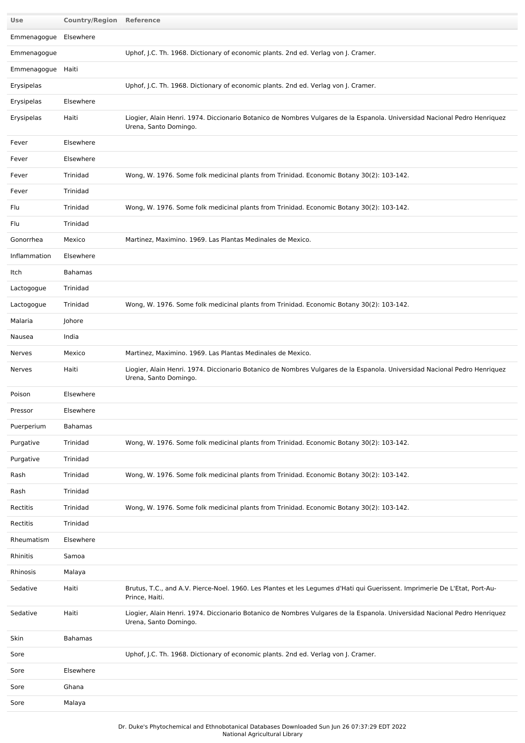| Use | Country/Region | Reference |
| --- | --- | --- |
| Emmenagogue | Elsewhere | |
| Emmenagogue | | Uphof, J.C. Th. 1968. Dictionary of economic plants. 2nd ed. Verlag von J. Cramer. |
| Emmenagogue | Haiti | |
| Erysipelas | | Uphof, J.C. Th. 1968. Dictionary of economic plants. 2nd ed. Verlag von J. Cramer. |
| Erysipelas | Elsewhere | |
| Erysipelas | Haiti | Liogier, Alain Henri. 1974. Diccionario Botanico de Nombres Vulgares de la Espanola. Universidad Nacional Pedro Henriquez Urena, Santo Domingo. |
| Fever | Elsewhere | |
| Fever | Elsewhere | |
| Fever | Trinidad | Wong, W. 1976. Some folk medicinal plants from Trinidad. Economic Botany 30(2): 103-142. |
| Fever | Trinidad | |
| Flu | Trinidad | Wong, W. 1976. Some folk medicinal plants from Trinidad. Economic Botany 30(2): 103-142. |
| Flu | Trinidad | |
| Gonorrhea | Mexico | Martinez, Maximino. 1969. Las Plantas Medinales de Mexico. |
| Inflammation | Elsewhere | |
| Itch | Bahamas | |
| Lactogogue | Trinidad | |
| Lactogogue | Trinidad | Wong, W. 1976. Some folk medicinal plants from Trinidad. Economic Botany 30(2): 103-142. |
| Malaria | Johore | |
| Nausea | India | |
| Nerves | Mexico | Martinez, Maximino. 1969. Las Plantas Medinales de Mexico. |
| Nerves | Haiti | Liogier, Alain Henri. 1974. Diccionario Botanico de Nombres Vulgares de la Espanola. Universidad Nacional Pedro Henriquez Urena, Santo Domingo. |
| Poison | Elsewhere | |
| Pressor | Elsewhere | |
| Puerperium | Bahamas | |
| Purgative | Trinidad | Wong, W. 1976. Some folk medicinal plants from Trinidad. Economic Botany 30(2): 103-142. |
| Purgative | Trinidad | |
| Rash | Trinidad | Wong, W. 1976. Some folk medicinal plants from Trinidad. Economic Botany 30(2): 103-142. |
| Rash | Trinidad | |
| Rectitis | Trinidad | Wong, W. 1976. Some folk medicinal plants from Trinidad. Economic Botany 30(2): 103-142. |
| Rectitis | Trinidad | |
| Rheumatism | Elsewhere | |
| Rhinitis | Samoa | |
| Rhinosis | Malaya | |
| Sedative | Haiti | Brutus, T.C., and A.V. Pierce-Noel. 1960. Les Plantes et les Legumes d'Hati qui Guerissent. Imprimerie De L'Etat, Port-Au-Prince, Haiti. |
| Sedative | Haiti | Liogier, Alain Henri. 1974. Diccionario Botanico de Nombres Vulgares de la Espanola. Universidad Nacional Pedro Henriquez Urena, Santo Domingo. |
| Skin | Bahamas | |
| Sore | | Uphof, J.C. Th. 1968. Dictionary of economic plants. 2nd ed. Verlag von J. Cramer. |
| Sore | Elsewhere | |
| Sore | Ghana | |
| Sore | Malaya | |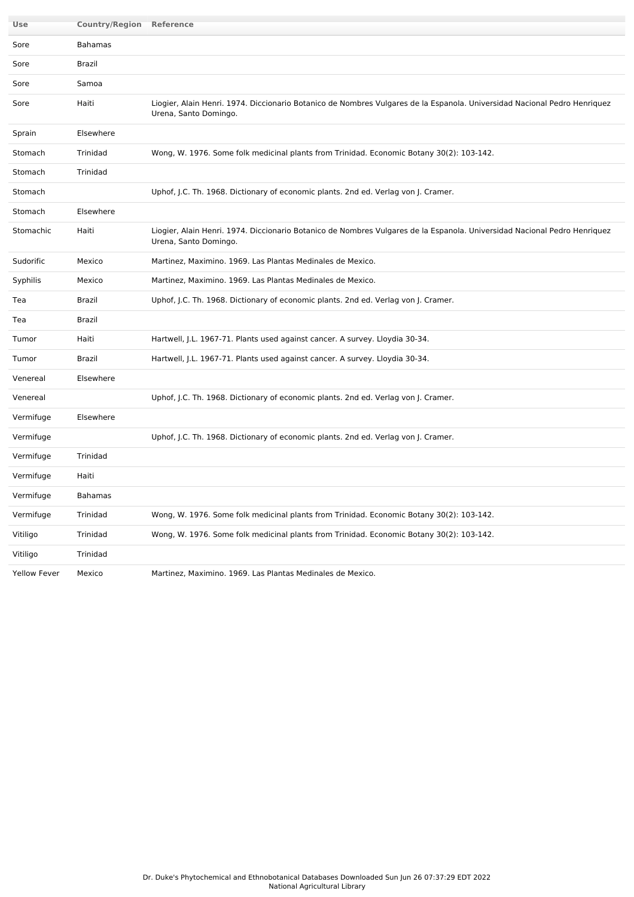| Use | Country/Region | Reference |
| --- | --- | --- |
| Sore | Bahamas | |
| Sore | Brazil | |
| Sore | Samoa | |
| Sore | Haiti | Liogier, Alain Henri. 1974. Diccionario Botanico de Nombres Vulgares de la Espanola. Universidad Nacional Pedro Henriquez Urena, Santo Domingo. |
| Sprain | Elsewhere | |
| Stomach | Trinidad | Wong, W. 1976. Some folk medicinal plants from Trinidad. Economic Botany 30(2): 103-142. |
| Stomach | Trinidad | |
| Stomach | | Uphof, J.C. Th. 1968. Dictionary of economic plants. 2nd ed. Verlag von J. Cramer. |
| Stomach | Elsewhere | |
| Stomachic | Haiti | Liogier, Alain Henri. 1974. Diccionario Botanico de Nombres Vulgares de la Espanola. Universidad Nacional Pedro Henriquez Urena, Santo Domingo. |
| Sudorific | Mexico | Martinez, Maximino. 1969. Las Plantas Medinales de Mexico. |
| Syphilis | Mexico | Martinez, Maximino. 1969. Las Plantas Medinales de Mexico. |
| Tea | Brazil | Uphof, J.C. Th. 1968. Dictionary of economic plants. 2nd ed. Verlag von J. Cramer. |
| Tea | Brazil | |
| Tumor | Haiti | Hartwell, J.L. 1967-71. Plants used against cancer. A survey. Lloydia 30-34. |
| Tumor | Brazil | Hartwell, J.L. 1967-71. Plants used against cancer. A survey. Lloydia 30-34. |
| Venereal | Elsewhere | |
| Venereal | | Uphof, J.C. Th. 1968. Dictionary of economic plants. 2nd ed. Verlag von J. Cramer. |
| Vermifuge | Elsewhere | |
| Vermifuge | | Uphof, J.C. Th. 1968. Dictionary of economic plants. 2nd ed. Verlag von J. Cramer. |
| Vermifuge | Trinidad | |
| Vermifuge | Haiti | |
| Vermifuge | Bahamas | |
| Vermifuge | Trinidad | Wong, W. 1976. Some folk medicinal plants from Trinidad. Economic Botany 30(2): 103-142. |
| Vitiligo | Trinidad | Wong, W. 1976. Some folk medicinal plants from Trinidad. Economic Botany 30(2): 103-142. |
| Vitiligo | Trinidad | |
| Yellow Fever | Mexico | Martinez, Maximino. 1969. Las Plantas Medinales de Mexico. |